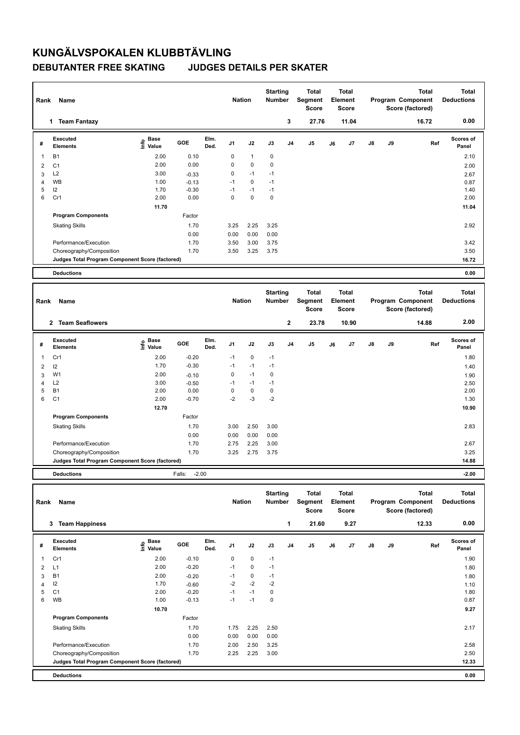# KUNGÄLVSPOKALEN KLUBBTÄVLING

## DEBUTANTER FREE SKATING JUDGES DETAILS PER SKATER

| Rank | Name | Nation | Starting Number | Total Segment Score | Total Element Score | Total Program Component Score (factored) | Total Deductions |
|---|---|---|---|---|---|---|---|
| 1 | Team Fantazy | | 3 | 27.76 | 11.04 | 16.72 | 0.00 |

| # | Executed Elements | Info | Base Value | GOE | Elm. Ded. | J1 | J2 | J3 | J4 | J5 | J6 | J7 | J8 | J9 | Ref | Scores of Panel |
|---|---|---|---|---|---|---|---|---|---|---|---|---|---|---|---|---|
| 1 | B1 | | 2.00 | 0.10 | | 0 | 1 | 0 | | | | | | | | 2.10 |
| 2 | C1 | | 2.00 | 0.00 | | 0 | 0 | 0 | | | | | | | | 2.00 |
| 3 | L2 | | 3.00 | -0.33 | | 0 | -1 | -1 | | | | | | | | 2.67 |
| 4 | WB | | 1.00 | -0.13 | | -1 | 0 | -1 | | | | | | | | 0.87 |
| 5 | I2 | | 1.70 | -0.30 | | -1 | -1 | -1 | | | | | | | | 1.40 |
| 6 | Cr1 | | 2.00 | 0.00 | | 0 | 0 | 0 | | | | | | | | 2.00 |
| | | | 11.70 | | | | | | | | | | | | | 11.04 |

| Program Components | Factor | J1 | J2 | J3 | J4 | J5 | J6 | J7 | J8 | J9 | Ref | Scores of Panel |
|---|---|---|---|---|---|---|---|---|---|---|---|---|
| Skating Skills | 1.70 | 3.25 | 2.25 | 3.25 | | | | | | | | 2.92 |
| | 0.00 | 0.00 | 0.00 | 0.00 | | | | | | | | |
| Performance/Execution | 1.70 | 3.50 | 3.00 | 3.75 | | | | | | | | 3.42 |
| Choreography/Composition | 1.70 | 3.50 | 3.25 | 3.75 | | | | | | | | 3.50 |
| Judges Total Program Component Score (factored) | | | | | | | | | | | | 16.72 |

| Deductions | | 0.00 |
|---|---|---|

| Rank | Name | Nation | Starting Number | Total Segment Score | Total Element Score | Total Program Component Score (factored) | Total Deductions |
|---|---|---|---|---|---|---|---|
| 2 | Team Seaflowers | | 2 | 23.78 | 10.90 | 14.88 | 2.00 |

| # | Executed Elements | Info | Base Value | GOE | Elm. Ded. | J1 | J2 | J3 | J4 | J5 | J6 | J7 | J8 | J9 | Ref | Scores of Panel |
|---|---|---|---|---|---|---|---|---|---|---|---|---|---|---|---|---|
| 1 | Cr1 | | 2.00 | -0.20 | | -1 | 0 | -1 | | | | | | | | 1.80 |
| 2 | I2 | | 1.70 | -0.30 | | -1 | -1 | -1 | | | | | | | | 1.40 |
| 3 | W1 | | 2.00 | -0.10 | | 0 | -1 | 0 | | | | | | | | 1.90 |
| 4 | L2 | | 3.00 | -0.50 | | -1 | -1 | -1 | | | | | | | | 2.50 |
| 5 | B1 | | 2.00 | 0.00 | | 0 | 0 | 0 | | | | | | | | 2.00 |
| 6 | C1 | | 2.00 | -0.70 | | -2 | -3 | -2 | | | | | | | | 1.30 |
| | | | 12.70 | | | | | | | | | | | | | 10.90 |

| Program Components | Factor | J1 | J2 | J3 | J4 | J5 | J6 | J7 | J8 | J9 | Ref | Scores of Panel |
|---|---|---|---|---|---|---|---|---|---|---|---|---|
| Skating Skills | 1.70 | 3.00 | 2.50 | 3.00 | | | | | | | | 2.83 |
| | 0.00 | 0.00 | 0.00 | 0.00 | | | | | | | | |
| Performance/Execution | 1.70 | 2.75 | 2.25 | 3.00 | | | | | | | | 2.67 |
| Choreography/Composition | 1.70 | 3.25 | 2.75 | 3.75 | | | | | | | | 3.25 |
| Judges Total Program Component Score (factored) | | | | | | | | | | | | 14.88 |

| Deductions | Falls: -2.00 | -2.00 |
|---|---|---|

| Rank | Name | Nation | Starting Number | Total Segment Score | Total Element Score | Total Program Component Score (factored) | Total Deductions |
|---|---|---|---|---|---|---|---|
| 3 | Team Happiness | | 1 | 21.60 | 9.27 | 12.33 | 0.00 |

| # | Executed Elements | Info | Base Value | GOE | Elm. Ded. | J1 | J2 | J3 | J4 | J5 | J6 | J7 | J8 | J9 | Ref | Scores of Panel |
|---|---|---|---|---|---|---|---|---|---|---|---|---|---|---|---|---|
| 1 | Cr1 | | 2.00 | -0.10 | | 0 | 0 | -1 | | | | | | | | 1.90 |
| 2 | L1 | | 2.00 | -0.20 | | -1 | 0 | -1 | | | | | | | | 1.80 |
| 3 | B1 | | 2.00 | -0.20 | | -1 | 0 | -1 | | | | | | | | 1.80 |
| 4 | I2 | | 1.70 | -0.60 | | -2 | -2 | -2 | | | | | | | | 1.10 |
| 5 | C1 | | 2.00 | -0.20 | | -1 | -1 | 0 | | | | | | | | 1.80 |
| 6 | WB | | 1.00 | -0.13 | | -1 | -1 | 0 | | | | | | | | 0.87 |
| | | | 10.70 | | | | | | | | | | | | | 9.27 |

| Program Components | Factor | J1 | J2 | J3 | J4 | J5 | J6 | J7 | J8 | J9 | Ref | Scores of Panel |
|---|---|---|---|---|---|---|---|---|---|---|---|---|
| Skating Skills | 1.70 | 1.75 | 2.25 | 2.50 | | | | | | | | 2.17 |
| | 0.00 | 0.00 | 0.00 | 0.00 | | | | | | | | |
| Performance/Execution | 1.70 | 2.00 | 2.50 | 3.25 | | | | | | | | 2.58 |
| Choreography/Composition | 1.70 | 2.25 | 2.25 | 3.00 | | | | | | | | 2.50 |
| Judges Total Program Component Score (factored) | | | | | | | | | | | | 12.33 |

| Deductions | | 0.00 |
|---|---|---|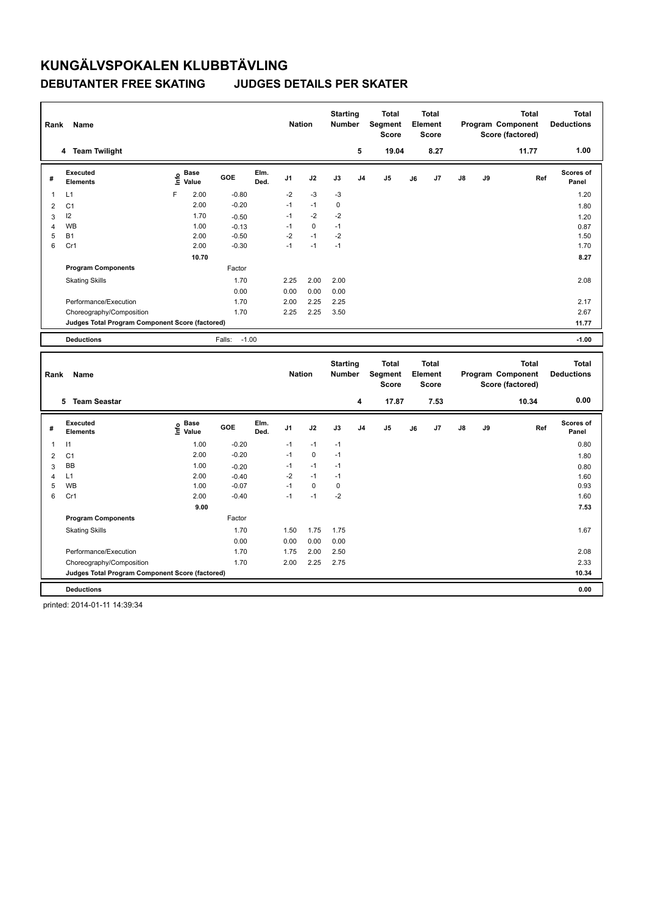# KUNGÄLVSPOKALEN KLUBBTÄVLING

## DEBUTANTER FREE SKATING JUDGES DETAILS PER SKATER

| Rank | Name | Nation | Starting Number | Total Segment Score | Total Element Score | Total Program Component Score (factored) | Total Deductions |
|---|---|---|---|---|---|---|---|
| 4 | Team Twilight | | 5 | 19.04 | 8.27 | 11.77 | 1.00 |

| # | Executed Elements | Info | Base Value | GOE | Elm. Ded. | J1 | J2 | J3 | J4 | J5 | J6 | J7 | J8 | J9 | Ref | Scores of Panel |
|---|---|---|---|---|---|---|---|---|---|---|---|---|---|---|---|---|
| 1 | L1 | F | 2.00 | -0.80 | | -2 | -3 | -3 | | | | | | | | 1.20 |
| 2 | C1 | | 2.00 | -0.20 | | -1 | -1 | 0 | | | | | | | | 1.80 |
| 3 | I2 | | 1.70 | -0.50 | | -1 | -2 | -2 | | | | | | | | 1.20 |
| 4 | WB | | 1.00 | -0.13 | | -1 | 0 | -1 | | | | | | | | 0.87 |
| 5 | B1 | | 2.00 | -0.50 | | -2 | -1 | -2 | | | | | | | | 1.50 |
| 6 | Cr1 | | 2.00 | -0.30 | | -1 | -1 | -1 | | | | | | | | 1.70 |
| | | | 10.70 | | | | | | | | | | | | | 8.27 |
| | **Program Components** | | | Factor | | | | | | | | | | | | |
| | Skating Skills | | | 1.70 | | 2.25 | 2.00 | 2.00 | | | | | | | | 2.08 |
| | | | | 0.00 | | 0.00 | 0.00 | 0.00 | | | | | | | | |
| | Performance/Execution | | | 1.70 | | 2.00 | 2.25 | 2.25 | | | | | | | | 2.17 |
| | Choreography/Composition | | | 1.70 | | 2.25 | 2.25 | 3.50 | | | | | | | | 2.67 |
| | **Judges Total Program Component Score (factored)** | | | | | | | | | | | | | | | 11.77 |
| | **Deductions** | | | Falls: -1.00 | | | | | | | | | | | | -1.00 |

| Rank | Name | Nation | Starting Number | Total Segment Score | Total Element Score | Total Program Component Score (factored) | Total Deductions |
|---|---|---|---|---|---|---|---|
| 5 | Team Seastar | | 4 | 17.87 | 7.53 | 10.34 | 0.00 |

| # | Executed Elements | Info | Base Value | GOE | Elm. Ded. | J1 | J2 | J3 | J4 | J5 | J6 | J7 | J8 | J9 | Ref | Scores of Panel |
|---|---|---|---|---|---|---|---|---|---|---|---|---|---|---|---|---|
| 1 | I1 | | 1.00 | -0.20 | | -1 | -1 | -1 | | | | | | | | 0.80 |
| 2 | C1 | | 2.00 | -0.20 | | -1 | 0 | -1 | | | | | | | | 1.80 |
| 3 | BB | | 1.00 | -0.20 | | -1 | -1 | -1 | | | | | | | | 0.80 |
| 4 | L1 | | 2.00 | -0.40 | | -2 | -1 | -1 | | | | | | | | 1.60 |
| 5 | WB | | 1.00 | -0.07 | | -1 | 0 | 0 | | | | | | | | 0.93 |
| 6 | Cr1 | | 2.00 | -0.40 | | -1 | -1 | -2 | | | | | | | | 1.60 |
| | | | 9.00 | | | | | | | | | | | | | 7.53 |
| | **Program Components** | | | Factor | | | | | | | | | | | | |
| | Skating Skills | | | 1.70 | | 1.50 | 1.75 | 1.75 | | | | | | | | 1.67 |
| | | | | 0.00 | | 0.00 | 0.00 | 0.00 | | | | | | | | |
| | Performance/Execution | | | 1.70 | | 1.75 | 2.00 | 2.50 | | | | | | | | 2.08 |
| | Choreography/Composition | | | 1.70 | | 2.00 | 2.25 | 2.75 | | | | | | | | 2.33 |
| | **Judges Total Program Component Score (factored)** | | | | | | | | | | | | | | | 10.34 |
| | **Deductions** | | | | | | | | | | | | | | | 0.00 |

printed: 2014-01-11 14:39:34